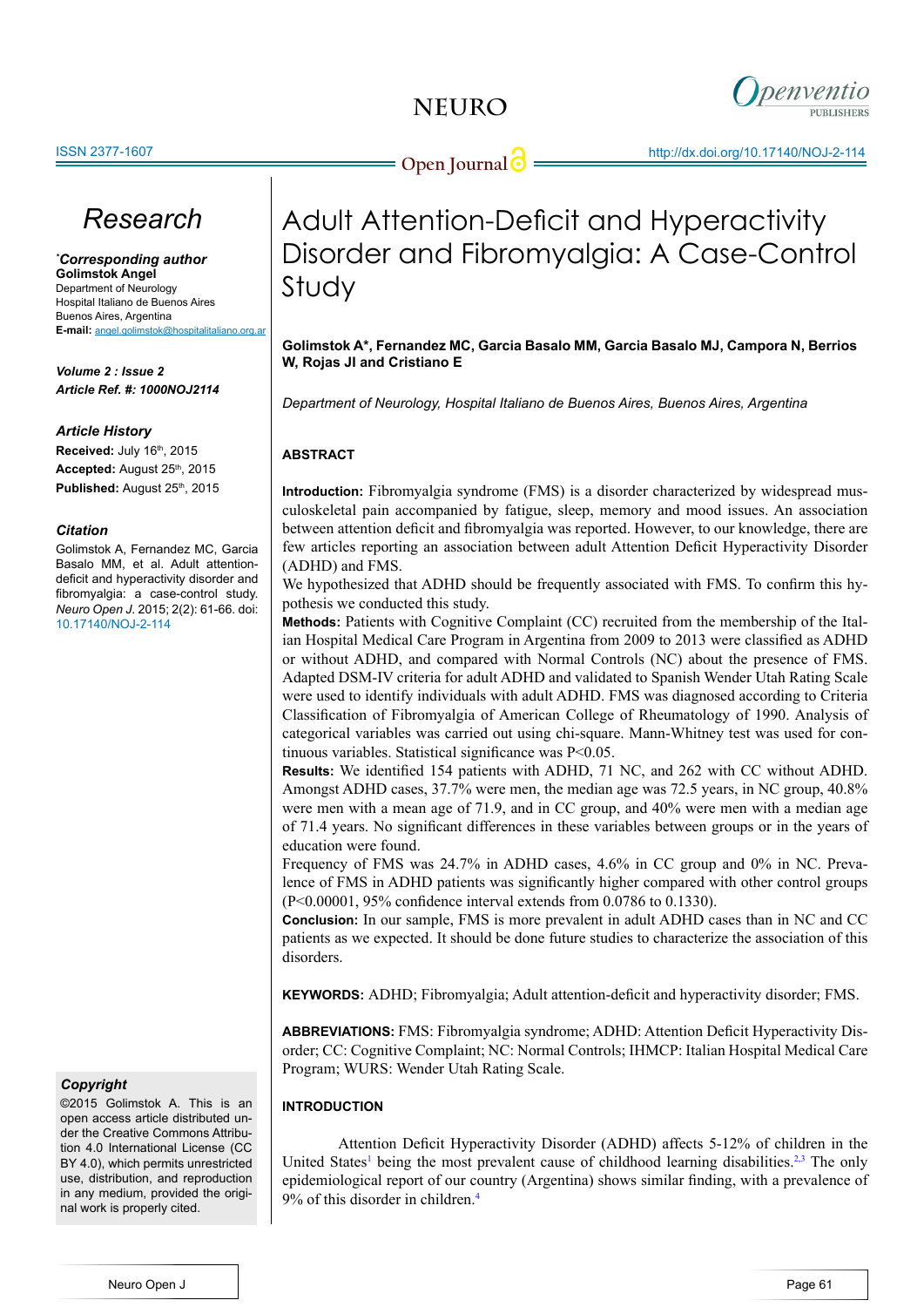# Adult Attention-Deficit and Hyperactivity Disorder and Fibromyalgia: A Case-Control Study

Research

**Golimstok A\*, Fernandez MC, Garcia Basalo MM, Garcia Basalo MJ, Campora N, Berrios W, Rojas JI and Cristiano E**

*Department of Neurology, Hospital Italiano de Buenos Aires, Buenos Aires, Argentina*

***Corresponding author**
**Golimstok Angel**
Department of Neurology
Hospital Italiano de Buenos Aires
Buenos Aires, Argentina
**E-mail:** angel.golimstok@hospitalitaliano.org.ar

***Volume 2 : Issue 2***
***Article Ref. #: 1000NOJ2114***

***Article History***
**Received:** July 16th, 2015
**Accepted:** August 25th, 2015
**Published:** August 25th, 2015

***Citation***
Golimstok A, Fernandez MC, Garcia Basalo MM, et al. Adult attention-deficit and hyperactivity disorder and fibromyalgia: a case-control study. *Neuro Open J*. 2015; 2(2): 61-66. doi: 10.17140/NOJ-2-114

***Copyright***
©2015 Golimstok A. This is an open access article distributed under the Creative Commons Attribution 4.0 International License (CC BY 4.0), which permits unrestricted use, distribution, and reproduction in any medium, provided the original work is properly cited.

## ABSTRACT

**Introduction:** Fibromyalgia syndrome (FMS) is a disorder characterized by widespread musculoskeletal pain accompanied by fatigue, sleep, memory and mood issues. An association between attention deficit and fibromyalgia was reported. However, to our knowledge, there are few articles reporting an association between adult Attention Deficit Hyperactivity Disorder (ADHD) and FMS.

We hypothesized that ADHD should be frequently associated with FMS. To confirm this hypothesis we conducted this study.

**Methods:** Patients with Cognitive Complaint (CC) recruited from the membership of the Italian Hospital Medical Care Program in Argentina from 2009 to 2013 were classified as ADHD or without ADHD, and compared with Normal Controls (NC) about the presence of FMS. Adapted DSM-IV criteria for adult ADHD and validated to Spanish Wender Utah Rating Scale were used to identify individuals with adult ADHD. FMS was diagnosed according to Criteria Classification of Fibromyalgia of American College of Rheumatology of 1990. Analysis of categorical variables was carried out using chi-square. Mann-Whitney test was used for continuous variables. Statistical significance was $P<0.05$.

**Results:** We identified 154 patients with ADHD, 71 NC, and 262 with CC without ADHD. Amongst ADHD cases, 37.7% were men, the median age was 72.5 years, in NC group, 40.8% were men with a mean age of 71.9, and in CC group, and 40% were men with a median age of 71.4 years. No significant differences in these variables between groups or in the years of education were found.

Frequency of FMS was 24.7% in ADHD cases, 4.6% in CC group and 0% in NC. Prevalence of FMS in ADHD patients was significantly higher compared with other control groups ($P<0.00001$, 95% confidence interval extends from 0.0786 to 0.1330).

**Conclusion:** In our sample, FMS is more prevalent in adult ADHD cases than in NC and CC patients as we expected. It should be done future studies to characterize the association of this disorders.

**KEYWORDS:** ADHD; Fibromyalgia; Adult attention-deficit and hyperactivity disorder; FMS.

**ABBREVIATIONS:** FMS: Fibromyalgia syndrome; ADHD: Attention Deficit Hyperactivity Disorder; CC: Cognitive Complaint; NC: Normal Controls; IHMCP: Italian Hospital Medical Care Program; WURS: Wender Utah Rating Scale.

## INTRODUCTION

Attention Deficit Hyperactivity Disorder (ADHD) affects 5-12% of children in the United States[1] being the most prevalent cause of childhood learning disabilities.[2,3] The only epidemiological report of our country (Argentina) shows similar finding, with a prevalence of 9% of this disorder in children.[4]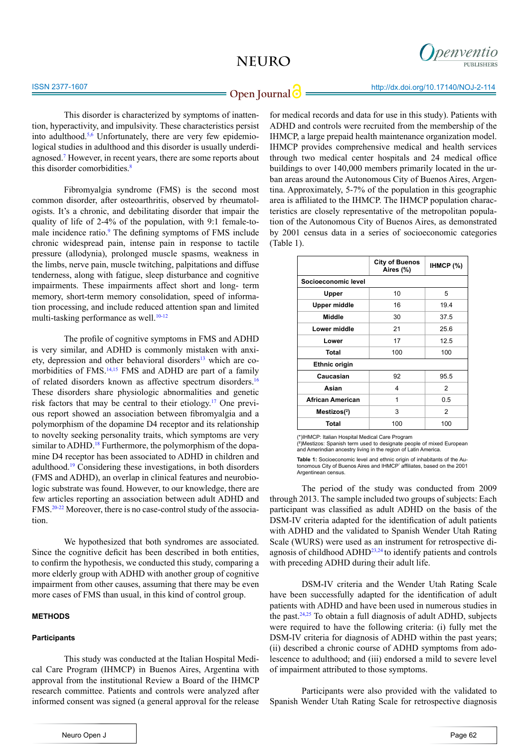This disorder is characterized by symptoms of inattention, hyperactivity, and impulsivity. These characteristics persist into adulthood.[5,6] Unfortunately, there are very few epidemiological studies in adulthood and this disorder is usually underdiagnosed.[7] However, in recent years, there are some reports about this disorder comorbidities.[8]

Fibromyalgia syndrome (FMS) is the second most common disorder, after osteoarthritis, observed by rheumatologists. It's a chronic, and debilitating disorder that impair the quality of life of 2-4% of the population, with 9:1 female-to-male incidence ratio.[9] The defining symptoms of FMS include chronic widespread pain, intense pain in response to tactile pressure (allodynia), prolonged muscle spasms, weakness in the limbs, nerve pain, muscle twitching, palpitations and diffuse tenderness, along with fatigue, sleep disturbance and cognitive impairments. These impairments affect short and long- term memory, short-term memory consolidation, speed of information processing, and include reduced attention span and limited multi-tasking performance as well.[10-12]

The profile of cognitive symptoms in FMS and ADHD is very similar, and ADHD is commonly mistaken with anxiety, depression and other behavioral disorders[13] which are comorbidities of FMS.[14,15] FMS and ADHD are part of a family of related disorders known as affective spectrum disorders.[16] These disorders share physiologic abnormalities and genetic risk factors that may be central to their etiology.[17] One previous report showed an association between fibromyalgia and a polymorphism of the dopamine D4 receptor and its relationship to novelty seeking personality traits, which symptoms are very similar to ADHD.[18] Furthermore, the polymorphism of the dopamine D4 receptor has been associated to ADHD in children and adulthood.[19] Considering these investigations, in both disorders (FMS and ADHD), an overlap in clinical features and neurobiologic substrate was found. However, to our knowledge, there are few articles reporting an association between adult ADHD and FMS.[20-22] Moreover, there is no case-control study of the association.

We hypothesized that both syndromes are associated. Since the cognitive deficit has been described in both entities, to confirm the hypothesis, we conducted this study, comparing a more elderly group with ADHD with another group of cognitive impairment from other causes, assuming that there may be even more cases of FMS than usual, in this kind of control group.

## METHODS

### Participants

This study was conducted at the Italian Hospital Medical Care Program (IHMCP) in Buenos Aires, Argentina with approval from the institutional Review a Board of the IHMCP research committee. Patients and controls were analyzed after informed consent was signed (a general approval for the release for medical records and data for use in this study). Patients with ADHD and controls were recruited from the membership of the IHMCP, a large prepaid health maintenance organization model. IHMCP provides comprehensive medical and health services through two medical center hospitals and 24 medical office buildings to over 140,000 members primarily located in the urban areas around the Autonomous City of Buenos Aires, Argentina. Approximately, 5-7% of the population in this geographic area is affiliated to the IHMCP. The IHMCP population characteristics are closely representative of the metropolitan population of the Autonomous City of Buenos Aires, as demonstrated by 2001 census data in a series of socioeconomic categories (Table 1).

| | City of Buenos Aires (%) | IHMCP (%) |
|---|---|---|
| **Socioeconomic level** | | |
| **Upper** | 10 | 5 |
| **Upper middle** | 16 | 19.4 |
| **Middle** | 30 | 37.5 |
| **Lower middle** | 21 | 25.6 |
| **Lower** | 17 | 12.5 |
| **Total** | 100 | 100 |
| **Ethnic origin** | | |
| **Caucasian** | 92 | 95.5 |
| **Asian** | 4 | 2 |
| **African American** | 1 | 0.5 |
| **Mestizos(²)** | 3 | 2 |
| **Total** | 100 | 100 |

(*)IHMCP: Italian Hospital Medical Care Program
(²)Mestizos: Spanish term used to designate people of mixed European and Amerindian ancestry living in the region of Latin America.

**Table 1:** Socioeconomic level and ethnic origin of inhabitants of the Autonomous City of Buenos Aires and IHMCP' affiliates, based on the 2001 Argentinean census.

The period of the study was conducted from 2009 through 2013. The sample included two groups of subjects: Each participant was classified as adult ADHD on the basis of the DSM-IV criteria adapted for the identification of adult patients with ADHD and the validated to Spanish Wender Utah Rating Scale (WURS) were used as an instrument for retrospective diagnosis of childhood ADHD[23,24] to identify patients and controls with preceding ADHD during their adult life.

DSM-IV criteria and the Wender Utah Rating Scale have been successfully adapted for the identification of adult patients with ADHD and have been used in numerous studies in the past.[24,25] To obtain a full diagnosis of adult ADHD, subjects were required to have the following criteria: (i) fully met the DSM-IV criteria for diagnosis of ADHD within the past years; (ii) described a chronic course of ADHD symptoms from adolescence to adulthood; and (iii) endorsed a mild to severe level of impairment attributed to those symptoms.

Participants were also provided with the validated to Spanish Wender Utah Rating Scale for retrospective diagnosis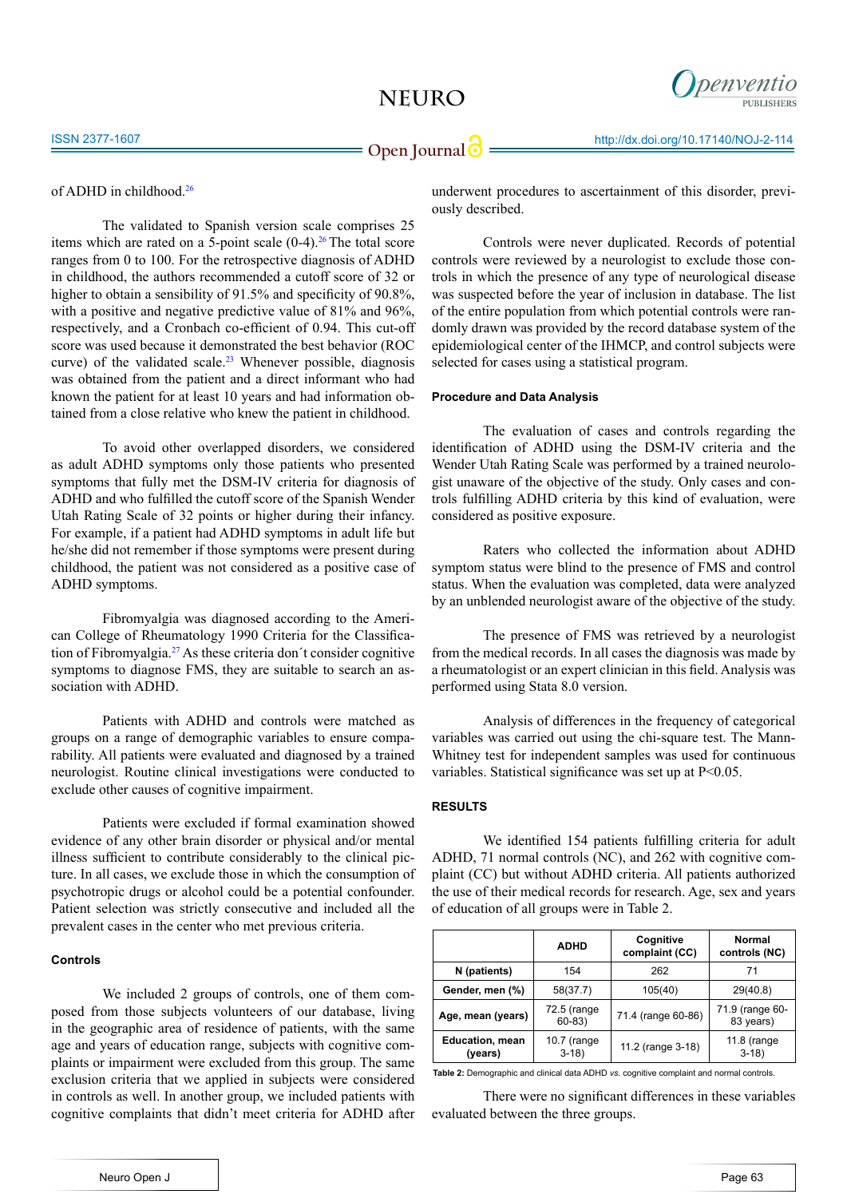of ADHD in childhood.[26]

The validated to Spanish version scale comprises 25 items which are rated on a 5-point scale (0-4).[26] The total score ranges from 0 to 100. For the retrospective diagnosis of ADHD in childhood, the authors recommended a cutoff score of 32 or higher to obtain a sensibility of 91.5% and specificity of 90.8%, with a positive and negative predictive value of 81% and 96%, respectively, and a Cronbach co-efficient of 0.94. This cut-off score was used because it demonstrated the best behavior (ROC curve) of the validated scale.[23] Whenever possible, diagnosis was obtained from the patient and a direct informant who had known the patient for at least 10 years and had information obtained from a close relative who knew the patient in childhood.

To avoid other overlapped disorders, we considered as adult ADHD symptoms only those patients who presented symptoms that fully met the DSM-IV criteria for diagnosis of ADHD and who fulfilled the cutoff score of the Spanish Wender Utah Rating Scale of 32 points or higher during their infancy. For example, if a patient had ADHD symptoms in adult life but he/she did not remember if those symptoms were present during childhood, the patient was not considered as a positive case of ADHD symptoms.

Fibromyalgia was diagnosed according to the American College of Rheumatology 1990 Criteria for the Classification of Fibromyalgia.[27] As these criteria don´t consider cognitive symptoms to diagnose FMS, they are suitable to search an association with ADHD.

Patients with ADHD and controls were matched as groups on a range of demographic variables to ensure comparability. All patients were evaluated and diagnosed by a trained neurologist. Routine clinical investigations were conducted to exclude other causes of cognitive impairment.

Patients were excluded if formal examination showed evidence of any other brain disorder or physical and/or mental illness sufficient to contribute considerably to the clinical picture. In all cases, we exclude those in which the consumption of psychotropic drugs or alcohol could be a potential confounder. Patient selection was strictly consecutive and included all the prevalent cases in the center who met previous criteria.

#### Controls

We included 2 groups of controls, one of them composed from those subjects volunteers of our database, living in the geographic area of residence of patients, with the same age and years of education range, subjects with cognitive complaints or impairment were excluded from this group. The same exclusion criteria that we applied in subjects were considered in controls as well. In another group, we included patients with cognitive complaints that didn't meet criteria for ADHD after underwent procedures to ascertainment of this disorder, previously described.

Controls were never duplicated. Records of potential controls were reviewed by a neurologist to exclude those controls in which the presence of any type of neurological disease was suspected before the year of inclusion in database. The list of the entire population from which potential controls were randomly drawn was provided by the record database system of the epidemiological center of the IHMCP, and control subjects were selected for cases using a statistical program.

#### Procedure and Data Analysis

The evaluation of cases and controls regarding the identification of ADHD using the DSM-IV criteria and the Wender Utah Rating Scale was performed by a trained neurologist unaware of the objective of the study. Only cases and controls fulfilling ADHD criteria by this kind of evaluation, were considered as positive exposure.

Raters who collected the information about ADHD symptom status were blind to the presence of FMS and control status. When the evaluation was completed, data were analyzed by an unblended neurologist aware of the objective of the study.

The presence of FMS was retrieved by a neurologist from the medical records. In all cases the diagnosis was made by a rheumatologist or an expert clinician in this field. Analysis was performed using Stata 8.0 version.

Analysis of differences in the frequency of categorical variables was carried out using the chi-square test. The Mann-Whitney test for independent samples was used for continuous variables. Statistical significance was set up at P<0.05.

### RESULTS

We identified 154 patients fulfilling criteria for adult ADHD, 71 normal controls (NC), and 262 with cognitive complaint (CC) but without ADHD criteria. All patients authorized the use of their medical records for research. Age, sex and years of education of all groups were in Table 2.

| | ADHD | Cognitive complaint (CC) | Normal controls (NC) |
|---|---|---|---|
| N (patients) | 154 | 262 | 71 |
| Gender, men (%) | 58(37.7) | 105(40) | 29(40.8) |
| Age, mean (years) | 72.5 (range 60-83) | 71.4 (range 60-86) | 71.9 (range 60-83 years) |
| Education, mean (years) | 10.7 (range 3-18) | 11.2 (range 3-18) | 11.8 (range 3-18) |

**Table 2:** Demographic and clinical data ADHD *vs.* cognitive complaint and normal controls.

There were no significant differences in these variables evaluated between the three groups.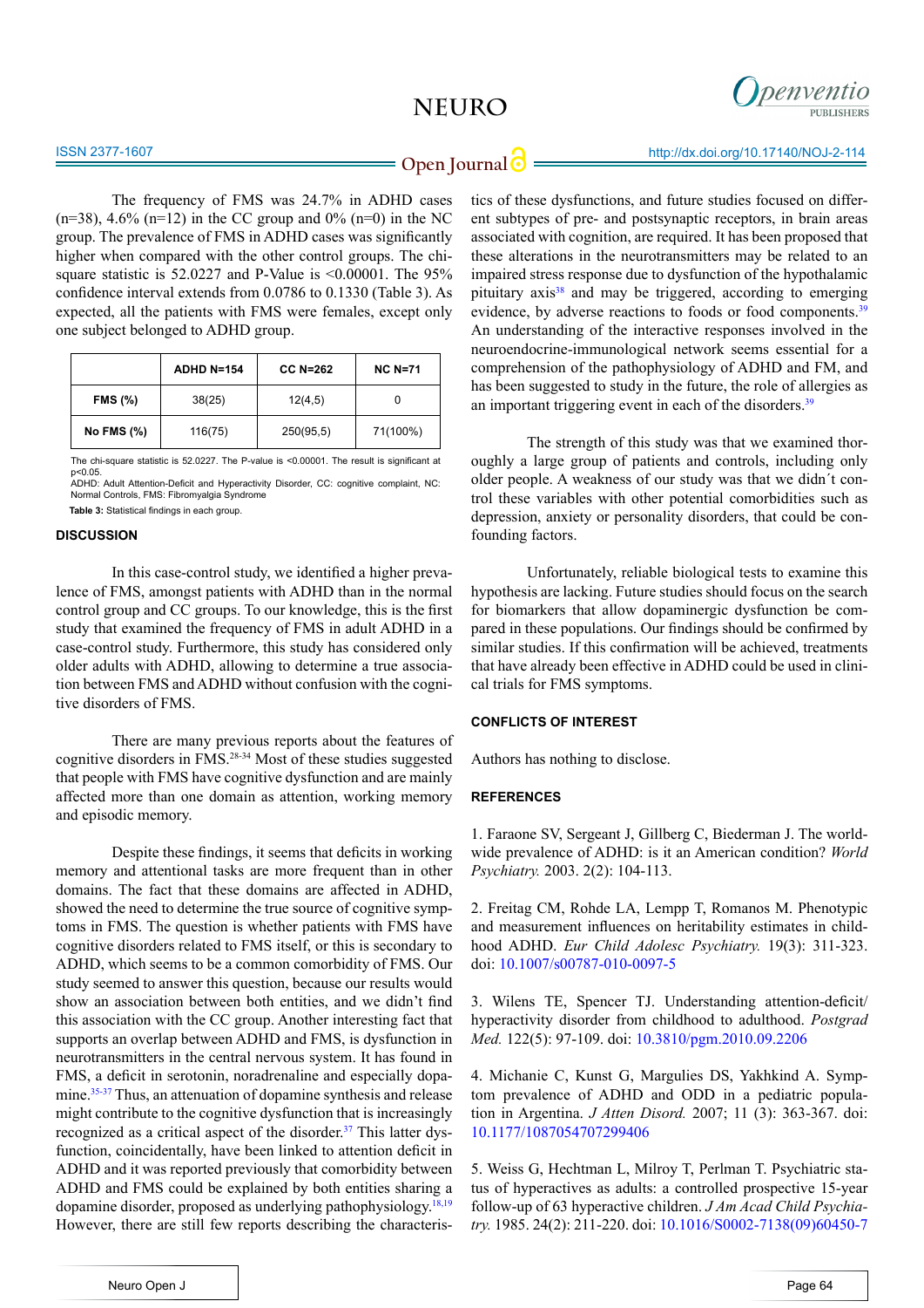The frequency of FMS was 24.7% in ADHD cases (n=38), 4.6% (n=12) in the CC group and 0% (n=0) in the NC group. The prevalence of FMS in ADHD cases was significantly higher when compared with the other control groups. The chi-square statistic is 52.0227 and P-Value is <0.00001. The 95% confidence interval extends from 0.0786 to 0.1330 (Table 3). As expected, all the patients with FMS were females, except only one subject belonged to ADHD group.

| | ADHD N=154 | CC N=262 | NC N=71 |
|---|---|---|---|
| FMS (%) | 38(25) | 12(4,5) | 0 |
| No FMS (%) | 116(75) | 250(95,5) | 71(100%) |

The chi-square statistic is 52.0227. The P-value is <0.00001. The result is significant at p<0.05.
ADHD: Adult Attention-Deficit and Hyperactivity Disorder, CC: cognitive complaint, NC: Normal Controls, FMS: Fibromyalgia Syndrome

**Table 3:** Statistical findings in each group.

## DISCUSSION

In this case-control study, we identified a higher prevalence of FMS, amongst patients with ADHD than in the normal control group and CC groups. To our knowledge, this is the first study that examined the frequency of FMS in adult ADHD in a case-control study. Furthermore, this study has considered only older adults with ADHD, allowing to determine a true association between FMS and ADHD without confusion with the cognitive disorders of FMS.

There are many previous reports about the features of cognitive disorders in FMS.[28-34] Most of these studies suggested that people with FMS have cognitive dysfunction and are mainly affected more than one domain as attention, working memory and episodic memory.

Despite these findings, it seems that deficits in working memory and attentional tasks are more frequent than in other domains. The fact that these domains are affected in ADHD, showed the need to determine the true source of cognitive symptoms in FMS. The question is whether patients with FMS have cognitive disorders related to FMS itself, or this is secondary to ADHD, which seems to be a common comorbidity of FMS. Our study seemed to answer this question, because our results would show an association between both entities, and we didn't find this association with the CC group. Another interesting fact that supports an overlap between ADHD and FMS, is dysfunction in neurotransmitters in the central nervous system. It has found in FMS, a deficit in serotonin, noradrenaline and especially dopamine.[35-37] Thus, an attenuation of dopamine synthesis and release might contribute to the cognitive dysfunction that is increasingly recognized as a critical aspect of the disorder.[37] This latter dysfunction, coincidentally, have been linked to attention deficit in ADHD and it was reported previously that comorbidity between ADHD and FMS could be explained by both entities sharing a dopamine disorder, proposed as underlying pathophysiology.[18,19] However, there are still few reports describing the characteristics of these dysfunctions, and future studies focused on different subtypes of pre- and postsynaptic receptors, in brain areas associated with cognition, are required. It has been proposed that these alterations in the neurotransmitters may be related to an impaired stress response due to dysfunction of the hypothalamic pituitary axis[38] and may be triggered, according to emerging evidence, by adverse reactions to foods or food components.[39] An understanding of the interactive responses involved in the neuroendocrine-immunological network seems essential for a comprehension of the pathophysiology of ADHD and FM, and has been suggested to study in the future, the role of allergies as an important triggering event in each of the disorders.[39]

The strength of this study was that we examined thoroughly a large group of patients and controls, including only older people. A weakness of our study was that we didn´t control these variables with other potential comorbidities such as depression, anxiety or personality disorders, that could be confounding factors.

Unfortunately, reliable biological tests to examine this hypothesis are lacking. Future studies should focus on the search for biomarkers that allow dopaminergic dysfunction be compared in these populations. Our findings should be confirmed by similar studies. If this confirmation will be achieved, treatments that have already been effective in ADHD could be used in clinical trials for FMS symptoms.

## CONFLICTS OF INTEREST

Authors has nothing to disclose.

## REFERENCES

1. Faraone SV, Sergeant J, Gillberg C, Biederman J. The worldwide prevalence of ADHD: is it an American condition? *World Psychiatry.* 2003. 2(2): 104-113.

2. Freitag CM, Rohde LA, Lempp T, Romanos M. Phenotypic and measurement influences on heritability estimates in childhood ADHD. *Eur Child Adolesc Psychiatry.* 19(3): 311-323. doi: 10.1007/s00787-010-0097-5

3. Wilens TE, Spencer TJ. Understanding attention-deficit/hyperactivity disorder from childhood to adulthood. *Postgrad Med.* 122(5): 97-109. doi: 10.3810/pgm.2010.09.2206

4. Michanie C, Kunst G, Margulies DS, Yakhkind A. Symptom prevalence of ADHD and ODD in a pediatric population in Argentina. *J Atten Disord.* 2007; 11 (3): 363-367. doi: 10.1177/1087054707299406

5. Weiss G, Hechtman L, Milroy T, Perlman T. Psychiatric status of hyperactives as adults: a controlled prospective 15-year follow-up of 63 hyperactive children. *J Am Acad Child Psychiatry.* 1985. 24(2): 211-220. doi: 10.1016/S0002-7138(09)60450-7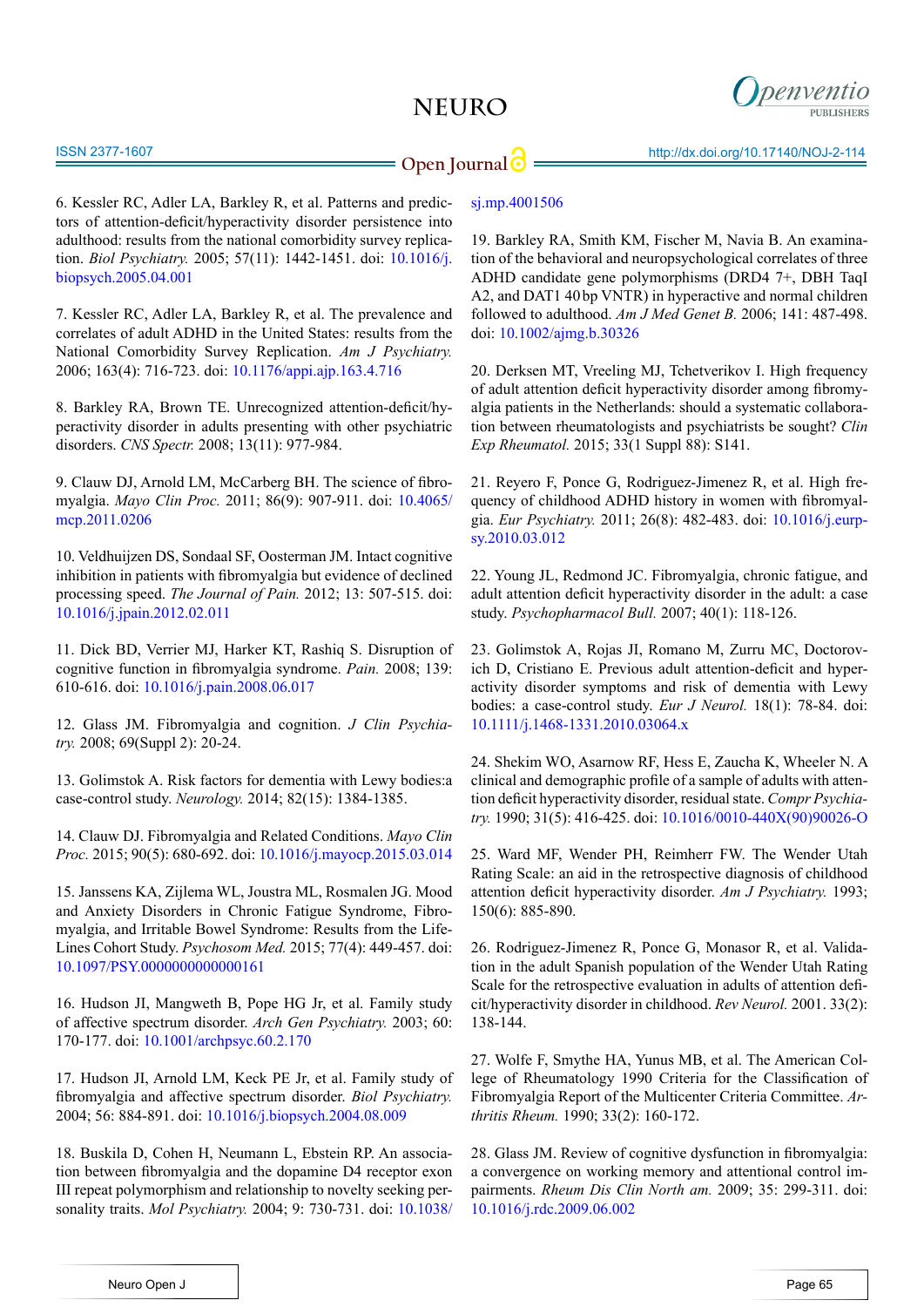6. Kessler RC, Adler LA, Barkley R, et al. Patterns and predictors of attention-deficit/hyperactivity disorder persistence into adulthood: results from the national comorbidity survey replication. *Biol Psychiatry.* 2005; 57(11): 1442-1451. doi: 10.1016/j.biopsych.2005.04.001

7. Kessler RC, Adler LA, Barkley R, et al. The prevalence and correlates of adult ADHD in the United States: results from the National Comorbidity Survey Replication. *Am J Psychiatry.* 2006; 163(4): 716-723. doi: 10.1176/appi.ajp.163.4.716

8. Barkley RA, Brown TE. Unrecognized attention-deficit/hyperactivity disorder in adults presenting with other psychiatric disorders. *CNS Spectr.* 2008; 13(11): 977-984.

9. Clauw DJ, Arnold LM, McCarberg BH. The science of fibromyalgia. *Mayo Clin Proc.* 2011; 86(9): 907-911. doi: 10.4065/mcp.2011.0206

10. Veldhuijzen DS, Sondaal SF, Oosterman JM. Intact cognitive inhibition in patients with fibromyalgia but evidence of declined processing speed. *The Journal of Pain.* 2012; 13: 507-515. doi: 10.1016/j.jpain.2012.02.011

11. Dick BD, Verrier MJ, Harker KT, Rashiq S. Disruption of cognitive function in fibromyalgia syndrome. *Pain.* 2008; 139: 610-616. doi: 10.1016/j.pain.2008.06.017

12. Glass JM. Fibromyalgia and cognition. *J Clin Psychiatry.* 2008; 69(Suppl 2): 20-24.

13. Golimstok A. Risk factors for dementia with Lewy bodies:a case-control study. *Neurology.* 2014; 82(15): 1384-1385.

14. Clauw DJ. Fibromyalgia and Related Conditions. *Mayo Clin Proc.* 2015; 90(5): 680-692. doi: 10.1016/j.mayocp.2015.03.014

15. Janssens KA, Zijlema WL, Joustra ML, Rosmalen JG. Mood and Anxiety Disorders in Chronic Fatigue Syndrome, Fibromyalgia, and Irritable Bowel Syndrome: Results from the LifeLines Cohort Study. *Psychosom Med.* 2015; 77(4): 449-457. doi: 10.1097/PSY.0000000000000161

16. Hudson JI, Mangweth B, Pope HG Jr, et al. Family study of affective spectrum disorder. *Arch Gen Psychiatry.* 2003; 60: 170-177. doi: 10.1001/archpsyc.60.2.170

17. Hudson JI, Arnold LM, Keck PE Jr, et al. Family study of fibromyalgia and affective spectrum disorder. *Biol Psychiatry.* 2004; 56: 884-891. doi: 10.1016/j.biopsych.2004.08.009

18. Buskila D, Cohen H, Neumann L, Ebstein RP. An association between fibromyalgia and the dopamine D4 receptor exon III repeat polymorphism and relationship to novelty seeking personality traits. *Mol Psychiatry.* 2004; 9: 730-731. doi: 10.1038/sj.mp.4001506

19. Barkley RA, Smith KM, Fischer M, Navia B. An examination of the behavioral and neuropsychological correlates of three ADHD candidate gene polymorphisms (DRD4 7+, DBH TaqI A2, and DAT1 40 bp VNTR) in hyperactive and normal children followed to adulthood. *Am J Med Genet B.* 2006; 141: 487-498. doi: 10.1002/ajmg.b.30326

20. Derksen MT, Vreeling MJ, Tchetverikov I. High frequency of adult attention deficit hyperactivity disorder among fibromyalgia patients in the Netherlands: should a systematic collaboration between rheumatologists and psychiatrists be sought? *Clin Exp Rheumatol.* 2015; 33(1 Suppl 88): S141.

21. Reyero F, Ponce G, Rodriguez-Jimenez R, et al. High frequency of childhood ADHD history in women with fibromyalgia. *Eur Psychiatry.* 2011; 26(8): 482-483. doi: 10.1016/j.eurpsy.2010.03.012

22. Young JL, Redmond JC. Fibromyalgia, chronic fatigue, and adult attention deficit hyperactivity disorder in the adult: a case study. *Psychopharmacol Bull.* 2007; 40(1): 118-126.

23. Golimstok A, Rojas JI, Romano M, Zurru MC, Doctorovich D, Cristiano E. Previous adult attention-deficit and hyperactivity disorder symptoms and risk of dementia with Lewy bodies: a case-control study. *Eur J Neurol.* 18(1): 78-84. doi: 10.1111/j.1468-1331.2010.03064.x

24. Shekim WO, Asarnow RF, Hess E, Zaucha K, Wheeler N. A clinical and demographic profile of a sample of adults with attention deficit hyperactivity disorder, residual state. *Compr Psychiatry.* 1990; 31(5): 416-425. doi: 10.1016/0010-440X(90)90026-O

25. Ward MF, Wender PH, Reimherr FW. The Wender Utah Rating Scale: an aid in the retrospective diagnosis of childhood attention deficit hyperactivity disorder. *Am J Psychiatry.* 1993; 150(6): 885-890.

26. Rodriguez-Jimenez R, Ponce G, Monasor R, et al. Validation in the adult Spanish population of the Wender Utah Rating Scale for the retrospective evaluation in adults of attention deficit/hyperactivity disorder in childhood. *Rev Neurol.* 2001. 33(2): 138-144.

27. Wolfe F, Smythe HA, Yunus MB, et al. The American College of Rheumatology 1990 Criteria for the Classification of Fibromyalgia Report of the Multicenter Criteria Committee. *Arthritis Rheum.* 1990; 33(2): 160-172.

28. Glass JM. Review of cognitive dysfunction in fibromyalgia: a convergence on working memory and attentional control impairments. *Rheum Dis Clin North am.* 2009; 35: 299-311. doi: 10.1016/j.rdc.2009.06.002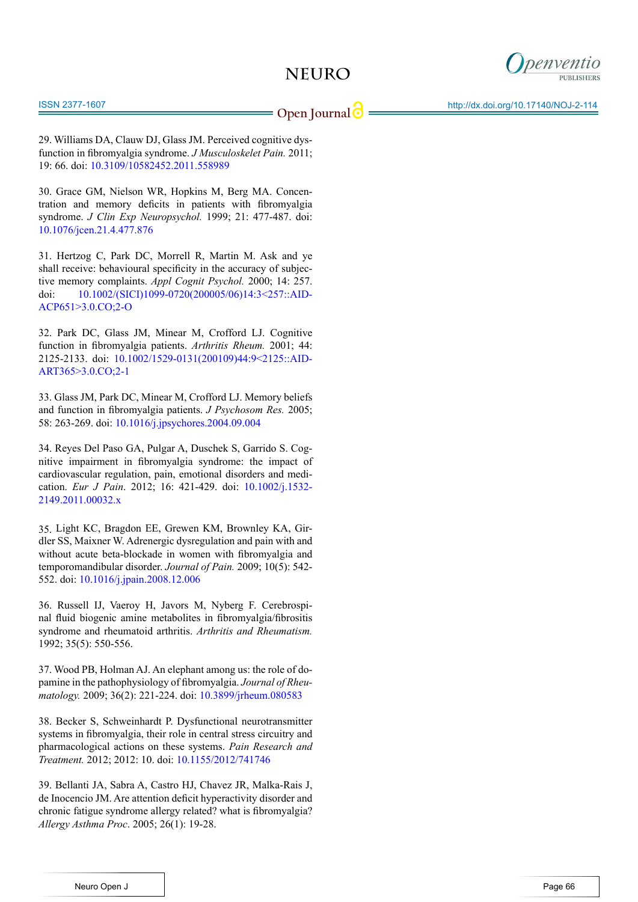29. Williams DA, Clauw DJ, Glass JM. Perceived cognitive dysfunction in fibromyalgia syndrome. *J Musculoskelet Pain.* 2011; 19: 66. doi: 10.3109/10582452.2011.558989

30. Grace GM, Nielson WR, Hopkins M, Berg MA. Concentration and memory deficits in patients with fibromyalgia syndrome. *J Clin Exp Neuropsychol.* 1999; 21: 477-487. doi: 10.1076/jcen.21.4.477.876

31. Hertzog C, Park DC, Morrell R, Martin M. Ask and ye shall receive: behavioural specificity in the accuracy of subjective memory complaints. *Appl Cognit Psychol.* 2000; 14: 257. doi: 10.1002/(SICI)1099-0720(200005/06)14:3<257::AID-ACP651>3.0.CO;2-O

32. Park DC, Glass JM, Minear M, Crofford LJ. Cognitive function in fibromyalgia patients. *Arthritis Rheum.* 2001; 44: 2125-2133. doi: 10.1002/1529-0131(200109)44:9<2125::AID-ART365>3.0.CO;2-1

33. Glass JM, Park DC, Minear M, Crofford LJ. Memory beliefs and function in fibromyalgia patients. *J Psychosom Res.* 2005; 58: 263-269. doi: 10.1016/j.jpsychores.2004.09.004

34. Reyes Del Paso GA, Pulgar A, Duschek S, Garrido S. Cognitive impairment in fibromyalgia syndrome: the impact of cardiovascular regulation, pain, emotional disorders and medication. *Eur J Pain*. 2012; 16: 421-429. doi: 10.1002/j.1532-2149.2011.00032.x

35. Light KC, Bragdon EE, Grewen KM, Brownley KA, Girdler SS, Maixner W. Adrenergic dysregulation and pain with and without acute beta-blockade in women with fibromyalgia and temporomandibular disorder. *Journal of Pain.* 2009; 10(5): 542-552. doi: 10.1016/j.jpain.2008.12.006

36. Russell IJ, Vaeroy H, Javors M, Nyberg F. Cerebrospinal fluid biogenic amine metabolites in fibromyalgia/fibrositis syndrome and rheumatoid arthritis. *Arthritis and Rheumatism.* 1992; 35(5): 550-556.

37. Wood PB, Holman AJ. An elephant among us: the role of dopamine in the pathophysiology of fibromyalgia. *Journal of Rheumatology.* 2009; 36(2): 221-224. doi: 10.3899/jrheum.080583

38. Becker S, Schweinhardt P. Dysfunctional neurotransmitter systems in fibromyalgia, their role in central stress circuitry and pharmacological actions on these systems. *Pain Research and Treatment.* 2012; 2012: 10. doi: 10.1155/2012/741746

39. Bellanti JA, Sabra A, Castro HJ, Chavez JR, Malka-Rais J, de Inocencio JM. Are attention deficit hyperactivity disorder and chronic fatigue syndrome allergy related? what is fibromyalgia? *Allergy Asthma Proc*. 2005; 26(1): 19-28.